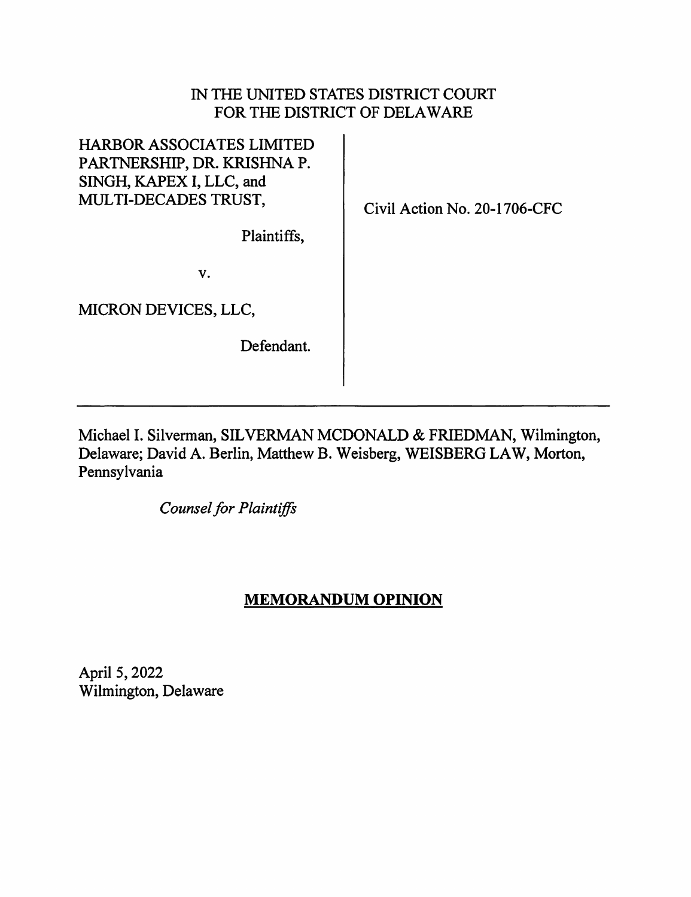IN THE UNITED STATES DISTRICT COURT
FOR THE DISTRICT OF DELAWARE

| | |
|---|---|
| HARBOR ASSOCIATES LIMITED PARTNERSHIP, DR. KRISHNA P. SINGH, KAPEX I, LLC, and MULTI-DECADES TRUST,<br><br>Plaintiffs,<br><br>v.<br><br>MICRON DEVICES, LLC,<br><br>Defendant. | Civil Action No. 20-1706-CFC |

---

Michael I. Silverman, SILVERMAN MCDONALD & FRIEDMAN, Wilmington, Delaware; David A. Berlin, Matthew B. Weisberg, WEISBERG LAW, Morton, Pennsylvania

*Counsel for Plaintiffs*

## MEMORANDUM OPINION

April 5, 2022
Wilmington, Delaware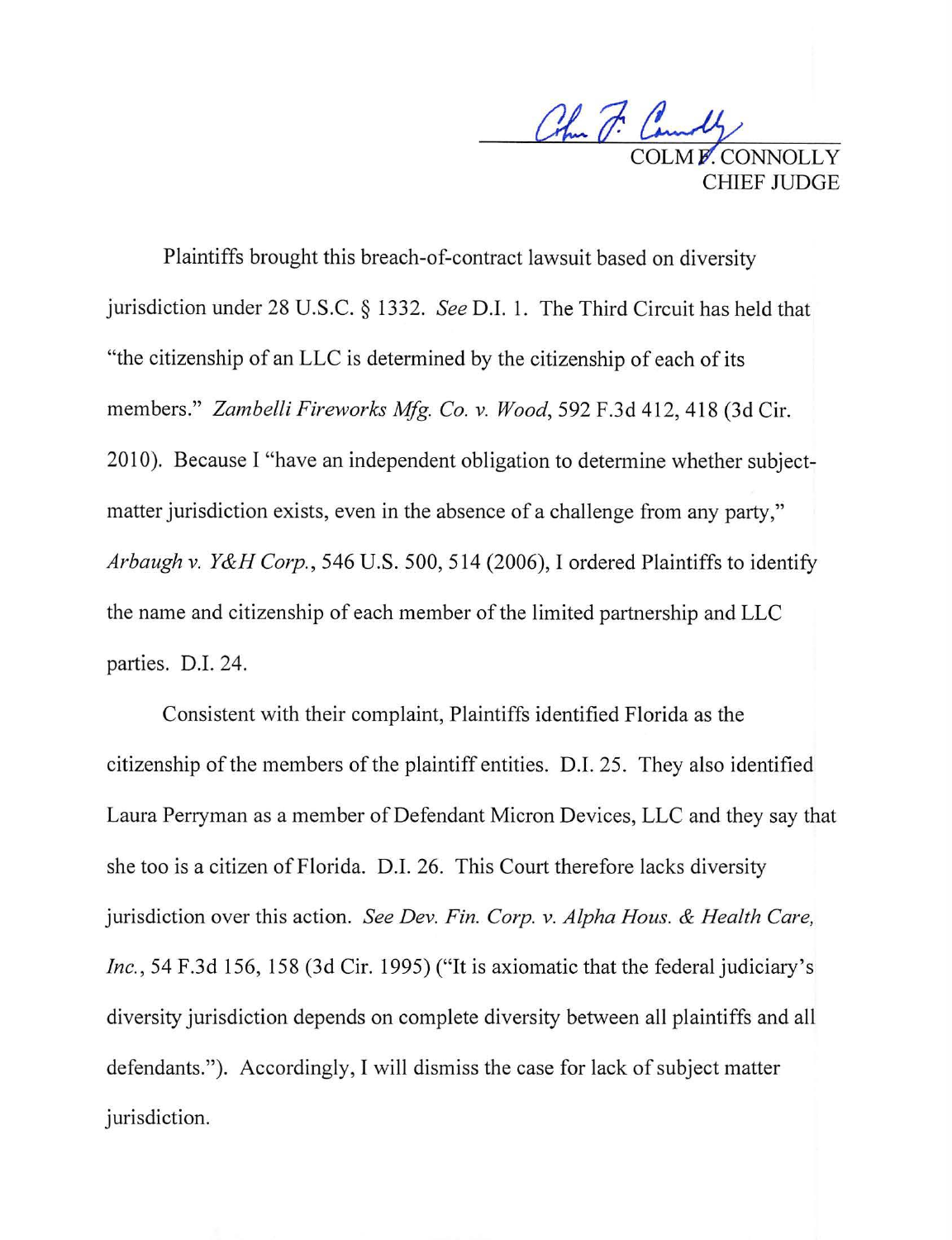COLM F. CONNOLLY
CHIEF JUDGE

Plaintiffs brought this breach-of-contract lawsuit based on diversity jurisdiction under 28 U.S.C. § 1332. *See* D.I. 1. The Third Circuit has held that "the citizenship of an LLC is determined by the citizenship of each of its members." *Zambelli Fireworks Mfg. Co. v. Wood*, 592 F.3d 412, 418 (3d Cir. 2010). Because I "have an independent obligation to determine whether subject-matter jurisdiction exists, even in the absence of a challenge from any party," *Arbaugh v. Y&H Corp.*, 546 U.S. 500, 514 (2006), I ordered Plaintiffs to identify the name and citizenship of each member of the limited partnership and LLC parties. D.I. 24.

Consistent with their complaint, Plaintiffs identified Florida as the citizenship of the members of the plaintiff entities. D.I. 25. They also identified Laura Perryman as a member of Defendant Micron Devices, LLC and they say that she too is a citizen of Florida. D.I. 26. This Court therefore lacks diversity jurisdiction over this action. *See Dev. Fin. Corp. v. Alpha Hous. & Health Care, Inc.*, 54 F.3d 156, 158 (3d Cir. 1995) ("It is axiomatic that the federal judiciary's diversity jurisdiction depends on complete diversity between all plaintiffs and all defendants."). Accordingly, I will dismiss the case for lack of subject matter jurisdiction.